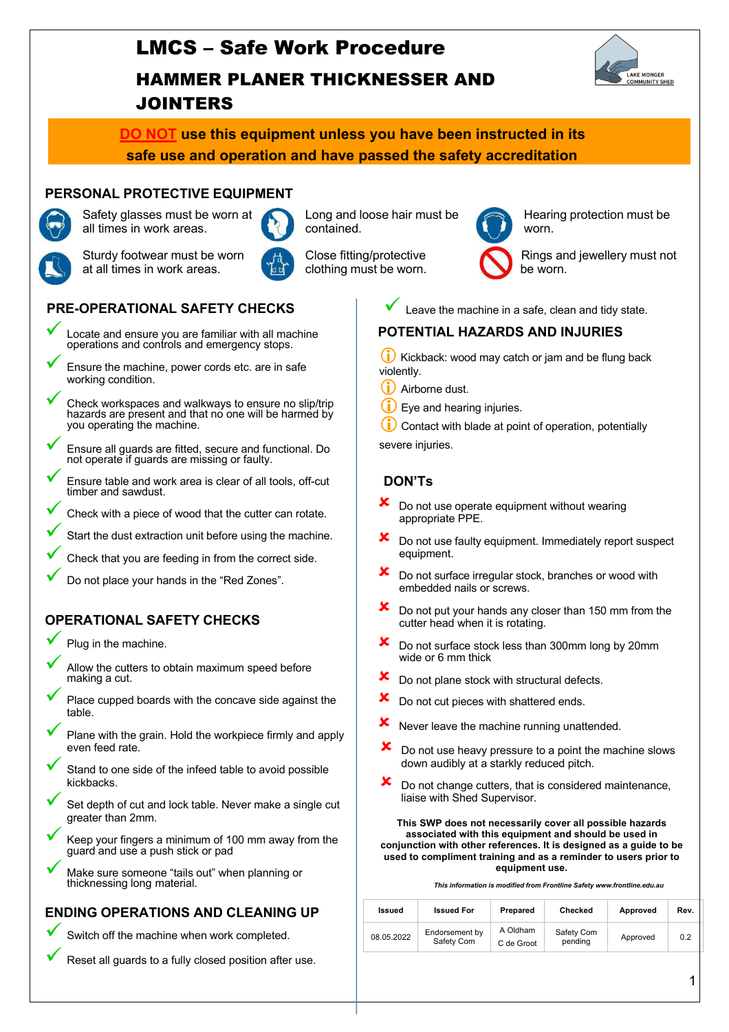# LMCS – Safe Work Procedure

## HAMMER PLANER THICKNESSER AND JOINTERS

**DO NOT use this equipment unless you have been instructed in its safe use and operation and have passed the safety accreditation**

## PERSONAL PROTECTIVE EQUIPMENT

- Safety glasses must be worn at all times in work areas.
- Long and loose hair must be contained.
- Hearing protection must be worn.
- Sturdy footwear must be worn at all times in work areas.
- Close fitting/protective clothing must be worn.
- Rings and jewellery must not be worn.

## PRE-OPERATIONAL SAFETY CHECKS

- ✓ Locate and ensure you are familiar with all machine operations and controls and emergency stops.
- ✓ Ensure the machine, power cords etc. are in safe working condition.
- ✓ Check workspaces and walkways to ensure no slip/trip hazards are present and that no one will be harmed by you operating the machine.
- ✓ Ensure all guards are fitted, secure and functional. Do not operate if guards are missing or faulty.
- ✓ Ensure table and work area is clear of all tools, off-cut timber and sawdust.
- ✓ Check with a piece of wood that the cutter can rotate.
- ✓ Start the dust extraction unit before using the machine.
- ✓ Check that you are feeding in from the correct side.
- ✓ Do not place your hands in the "Red Zones".

## OPERATIONAL SAFETY CHECKS

- ✓ Plug in the machine.
- ✓ Allow the cutters to obtain maximum speed before making a cut.
- ✓ Place cupped boards with the concave side against the table.
- ✓ Plane with the grain. Hold the workpiece firmly and apply even feed rate.
- ✓ Stand to one side of the infeed table to avoid possible kickbacks.
- ✓ Set depth of cut and lock table. Never make a single cut greater than 2mm.
- ✓ Keep your fingers a minimum of 100 mm away from the guard and use a push stick or pad
- ✓ Make sure someone "tails out" when planning or thicknessing long material.

## ENDING OPERATIONS AND CLEANING UP

- ✓ Switch off the machine when work completed.
- ✓ Reset all guards to a fully closed position after use.
- ✓ Leave the machine in a safe, clean and tidy state.

## POTENTIAL HAZARDS AND INJURIES

- ⓘ Kickback: wood may catch or jam and be flung back violently.
- ⓘ Airborne dust.
- ⓘ Eye and hearing injuries.
- ⓘ Contact with blade at point of operation, potentially severe injuries.

## DON'Ts

- ✘ Do not use operate equipment without wearing appropriate PPE.
- ✘ Do not use faulty equipment. Immediately report suspect equipment.
- ✘ Do not surface irregular stock, branches or wood with embedded nails or screws.
- ✘ Do not put your hands any closer than 150 mm from the cutter head when it is rotating.
- ✘ Do not surface stock less than 300mm long by 20mm wide or 6 mm thick
- ✘ Do not plane stock with structural defects.
- ✘ Do not cut pieces with shattered ends.
- ✘ Never leave the machine running unattended.
- ✘ Do not use heavy pressure to a point the machine slows down audibly at a starkly reduced pitch.
- ✘ Do not change cutters, that is considered maintenance, liaise with Shed Supervisor.

**This SWP does not necessarily cover all possible hazards associated with this equipment and should be used in conjunction with other references. It is designed as a guide to be used to compliment training and as a reminder to users prior to equipment use.**

***This information is modified from Frontline Safety www.frontline.edu.au***

| Issued | Issued For | Prepared | Checked | Approved | Rev. |
|---|---|---|---|---|---|
| 08.05.2022 | Endorsement by Safety Com | A Oldham C de Groot | Safety Com pending | Approved | 0.2 |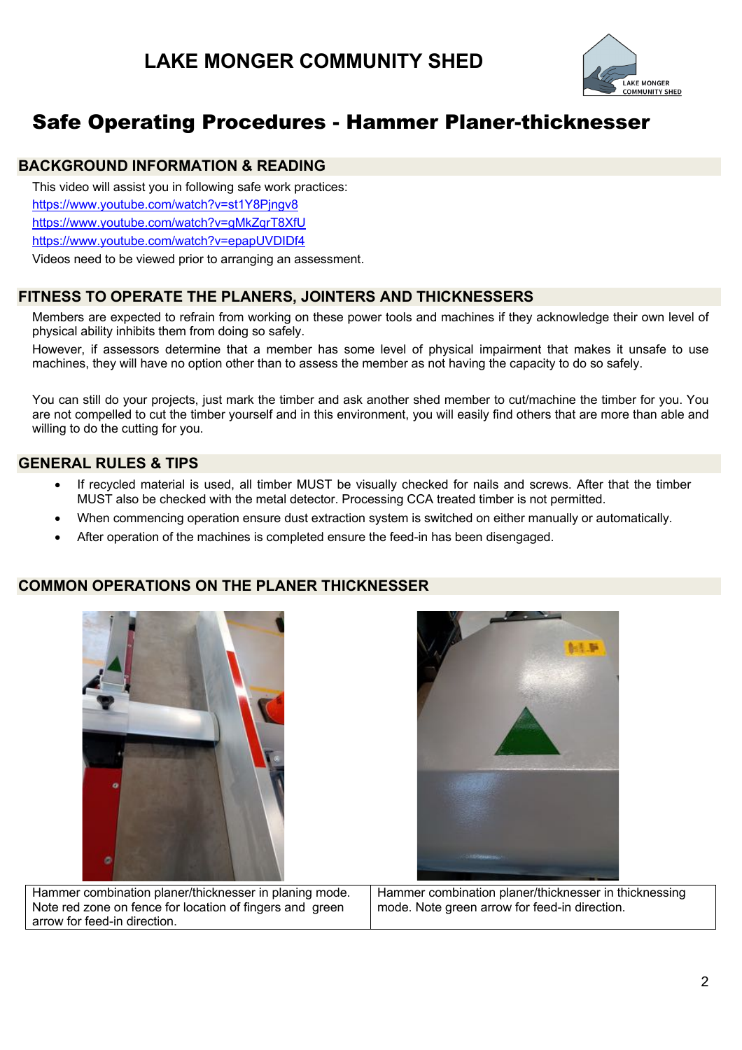# LAKE MONGER COMMUNITY SHED

## Safe Operating Procedures - Hammer Planer-thicknesser

### BACKGROUND INFORMATION & READING

This video will assist you in following safe work practices:

https://www.youtube.com/watch?v=st1Y8Pjngv8

https://www.youtube.com/watch?v=gMkZgrT8XfU

https://www.youtube.com/watch?v=epapUVDIDf4

Videos need to be viewed prior to arranging an assessment.

### FITNESS TO OPERATE THE PLANERS, JOINTERS AND THICKNESSERS

Members are expected to refrain from working on these power tools and machines if they acknowledge their own level of physical ability inhibits them from doing so safely.

However, if assessors determine that a member has some level of physical impairment that makes it unsafe to use machines, they will have no option other than to assess the member as not having the capacity to do so safely.

You can still do your projects, just mark the timber and ask another shed member to cut/machine the timber for you. You are not compelled to cut the timber yourself and in this environment, you will easily find others that are more than able and willing to do the cutting for you.

### GENERAL RULES & TIPS

- If recycled material is used, all timber MUST be visually checked for nails and screws. After that the timber MUST also be checked with the metal detector. Processing CCA treated timber is not permitted.
- When commencing operation ensure dust extraction system is switched on either manually or automatically.
- After operation of the machines is completed ensure the feed-in has been disengaged.

### COMMON OPERATIONS ON THE PLANER THICKNESSER

| Hammer combination planer/thicknesser in planing mode. Note red zone on fence for location of fingers and green arrow for feed-in direction. | Hammer combination planer/thicknesser in thicknessing mode. Note green arrow for feed-in direction. |
|---|---|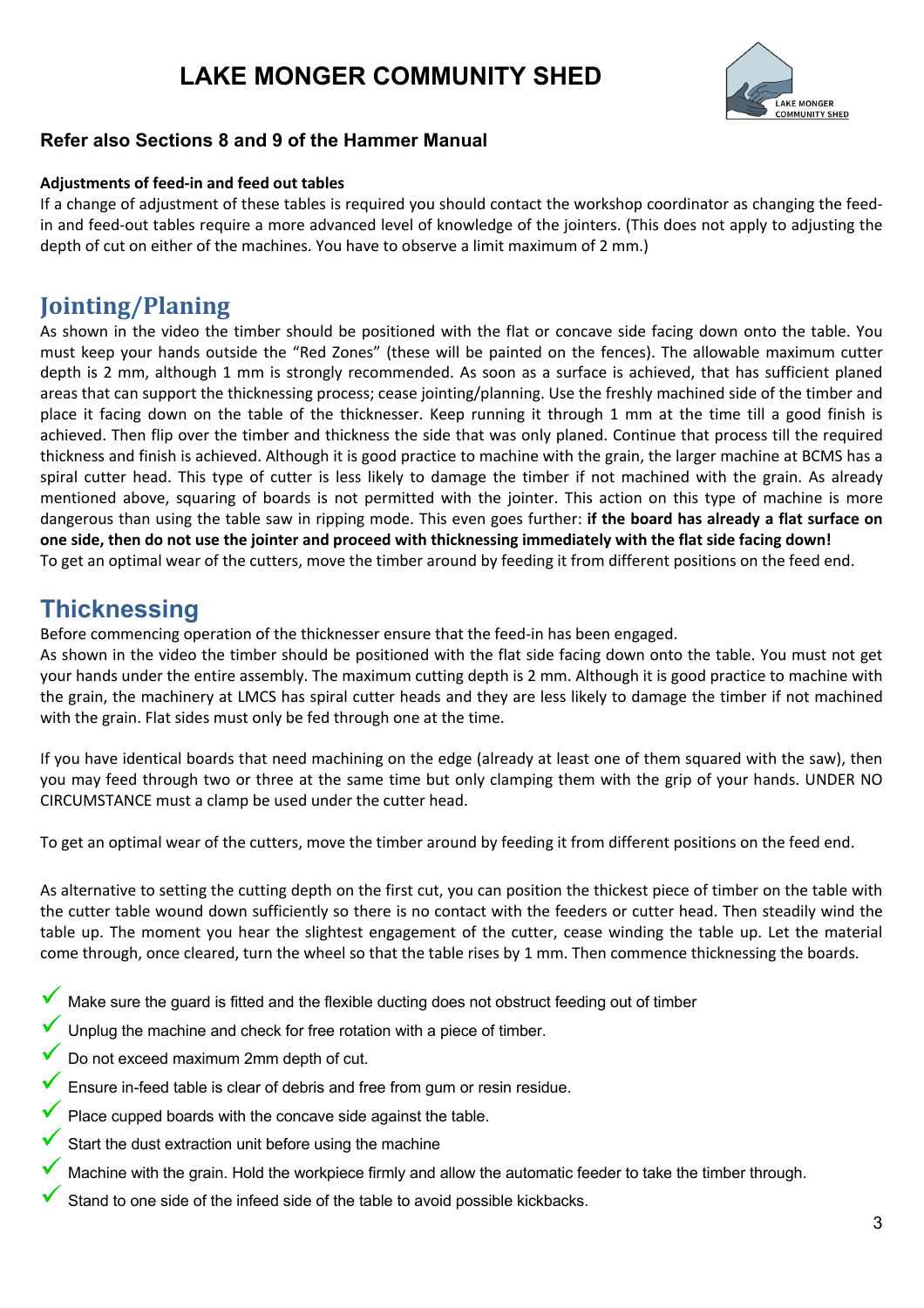# LAKE MONGER COMMUNITY SHED

### Refer also Sections 8 and 9 of the Hammer Manual

**Adjustments of feed-in and feed out tables**

If a change of adjustment of these tables is required you should contact the workshop coordinator as changing the feed-in and feed-out tables require a more advanced level of knowledge of the jointers. (This does not apply to adjusting the depth of cut on either of the machines. You have to observe a limit maximum of 2 mm.)

## Jointing/Planing

As shown in the video the timber should be positioned with the flat or concave side facing down onto the table. You must keep your hands outside the "Red Zones" (these will be painted on the fences). The allowable maximum cutter depth is 2 mm, although 1 mm is strongly recommended. As soon as a surface is achieved, that has sufficient planed areas that can support the thicknessing process; cease jointing/planning. Use the freshly machined side of the timber and place it facing down on the table of the thicknesser. Keep running it through 1 mm at the time till a good finish is achieved. Then flip over the timber and thickness the side that was only planed. Continue that process till the required thickness and finish is achieved. Although it is good practice to machine with the grain, the larger machine at BCMS has a spiral cutter head. This type of cutter is less likely to damage the timber if not machined with the grain. As already mentioned above, squaring of boards is not permitted with the jointer. This action on this type of machine is more dangerous than using the table saw in ripping mode. This even goes further: **if the board has already a flat surface on one side, then do not use the jointer and proceed with thicknessing immediately with the flat side facing down!**

To get an optimal wear of the cutters, move the timber around by feeding it from different positions on the feed end.

## Thicknessing

Before commencing operation of the thicknesser ensure that the feed-in has been engaged.

As shown in the video the timber should be positioned with the flat side facing down onto the table. You must not get your hands under the entire assembly. The maximum cutting depth is 2 mm. Although it is good practice to machine with the grain, the machinery at LMCS has spiral cutter heads and they are less likely to damage the timber if not machined with the grain. Flat sides must only be fed through one at the time.

If you have identical boards that need machining on the edge (already at least one of them squared with the saw), then you may feed through two or three at the same time but only clamping them with the grip of your hands. UNDER NO CIRCUMSTANCE must a clamp be used under the cutter head.

To get an optimal wear of the cutters, move the timber around by feeding it from different positions on the feed end.

As alternative to setting the cutting depth on the first cut, you can position the thickest piece of timber on the table with the cutter table wound down sufficiently so there is no contact with the feeders or cutter head. Then steadily wind the table up. The moment you hear the slightest engagement of the cutter, cease winding the table up. Let the material come through, once cleared, turn the wheel so that the table rises by 1 mm. Then commence thicknessing the boards.

- ✓ Make sure the guard is fitted and the flexible ducting does not obstruct feeding out of timber
- ✓ Unplug the machine and check for free rotation with a piece of timber.
- ✓ Do not exceed maximum 2mm depth of cut.
- ✓ Ensure in-feed table is clear of debris and free from gum or resin residue.
- ✓ Place cupped boards with the concave side against the table.
- ✓ Start the dust extraction unit before using the machine
- ✓ Machine with the grain. Hold the workpiece firmly and allow the automatic feeder to take the timber through.
- ✓ Stand to one side of the infeed side of the table to avoid possible kickbacks.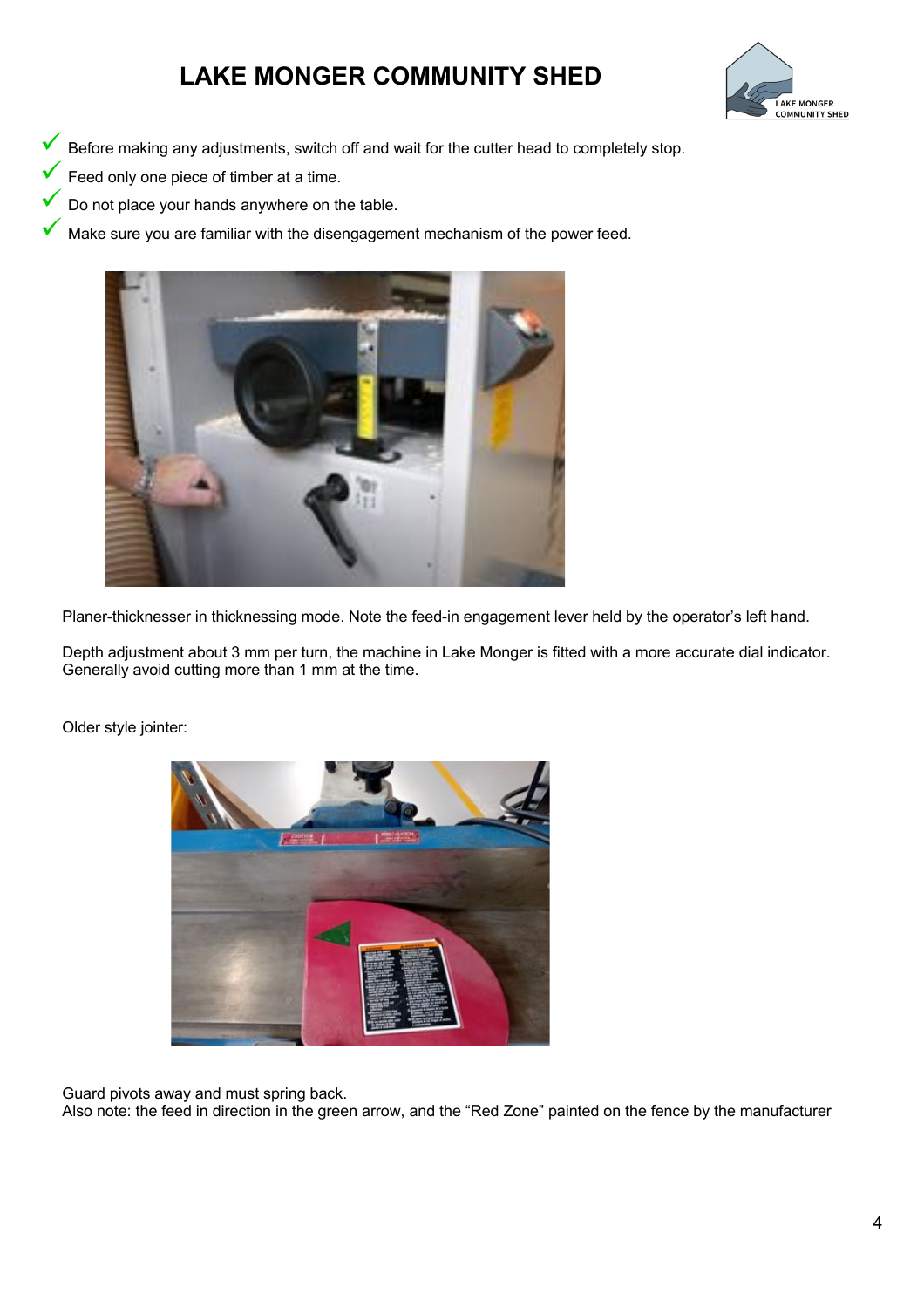# LAKE MONGER COMMUNITY SHED

- ✓ Before making any adjustments, switch off and wait for the cutter head to completely stop.
- ✓ Feed only one piece of timber at a time.
- ✓ Do not place your hands anywhere on the table.
- ✓ Make sure you are familiar with the disengagement mechanism of the power feed.

Planer-thicknesser in thicknessing mode. Note the feed-in engagement lever held by the operator's left hand.

Depth adjustment about 3 mm per turn, the machine in Lake Monger is fitted with a more accurate dial indicator. Generally avoid cutting more than 1 mm at the time.

Older style jointer:

Guard pivots away and must spring back.
Also note: the feed in direction in the green arrow, and the "Red Zone" painted on the fence by the manufacturer